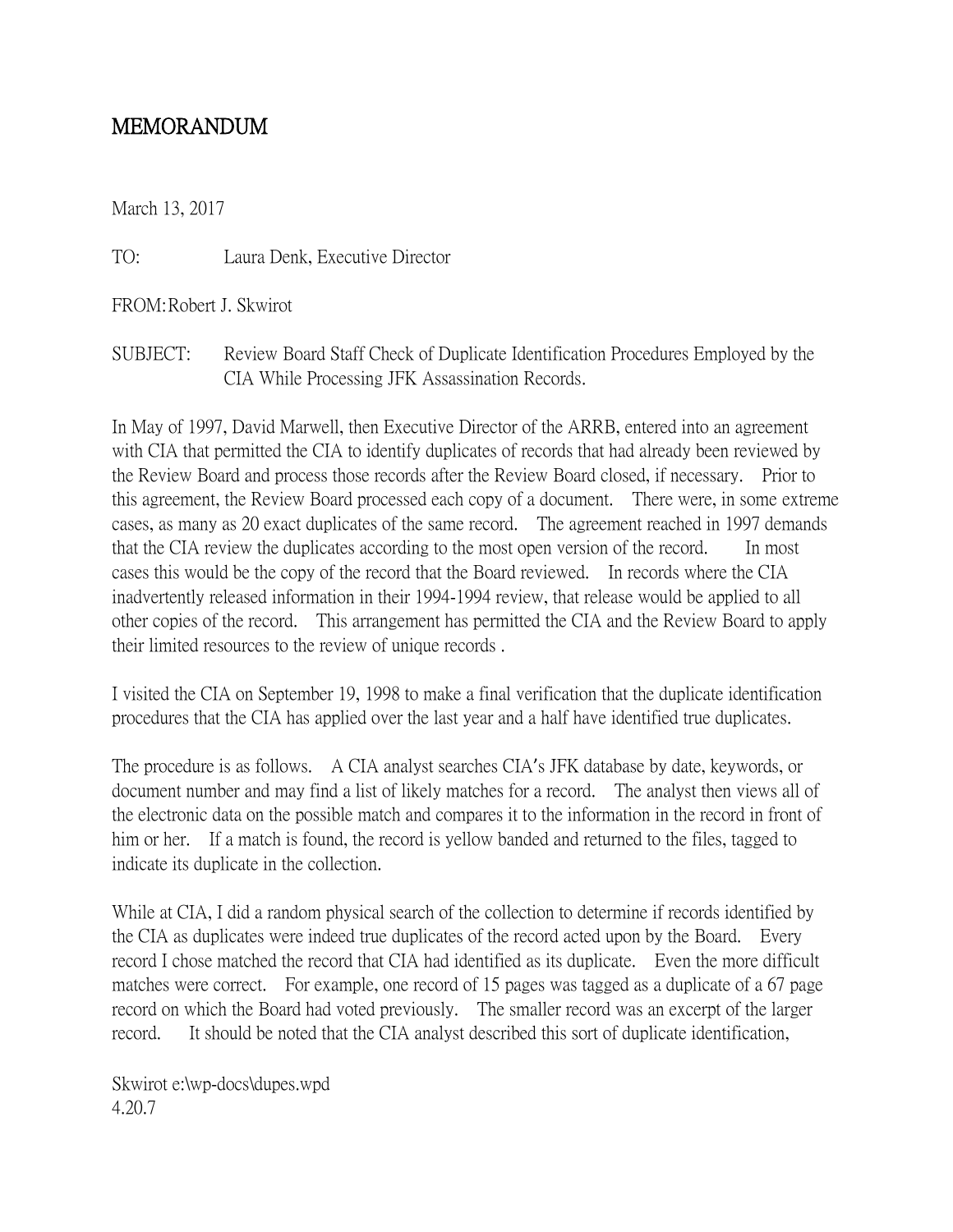# MEMORANDUM

March 13, 2017

TO: Laura Denk, Executive Director

FROM: Robert J. Skwirot

SUBJECT: Review Board Staff Check of Duplicate Identification Procedures Employed by the CIA While Processing JFK Assassination Records.

In May of 1997, David Marwell, then Executive Director of the ARRB, entered into an agreement with CIA that permitted the CIA to identify duplicates of records that had already been reviewed by the Review Board and process those records after the Review Board closed, if necessary. Prior to this agreement, the Review Board processed each copy of a document. There were, in some extreme cases, as many as 20 exact duplicates of the same record. The agreement reached in 1997 demands that the CIA review the duplicates according to the most open version of the record. In most cases this would be the copy of the record that the Board reviewed. In records where the CIA inadvertently released information in their 1994-1994 review, that release would be applied to all other copies of the record. This arrangement has permitted the CIA and the Review Board to apply their limited resources to the review of unique records .

I visited the CIA on September 19, 1998 to make a final verification that the duplicate identification procedures that the CIA has applied over the last year and a half have identified true duplicates.

The procedure is as follows. A CIA analyst searches CIA's JFK database by date, keywords, or document number and may find a list of likely matches for a record. The analyst then views all of the electronic data on the possible match and compares it to the information in the record in front of him or her. If a match is found, the record is yellow banded and returned to the files, tagged to indicate its duplicate in the collection.

While at CIA, I did a random physical search of the collection to determine if records identified by the CIA as duplicates were indeed true duplicates of the record acted upon by the Board. Every record I chose matched the record that CIA had identified as its duplicate. Even the more difficult matches were correct. For example, one record of 15 pages was tagged as a duplicate of a 67 page record on which the Board had voted previously. The smaller record was an excerpt of the larger record. It should be noted that the CIA analyst described this sort of duplicate identification,

Skwirot e:\wp-docs\dupes.wpd
4.20.7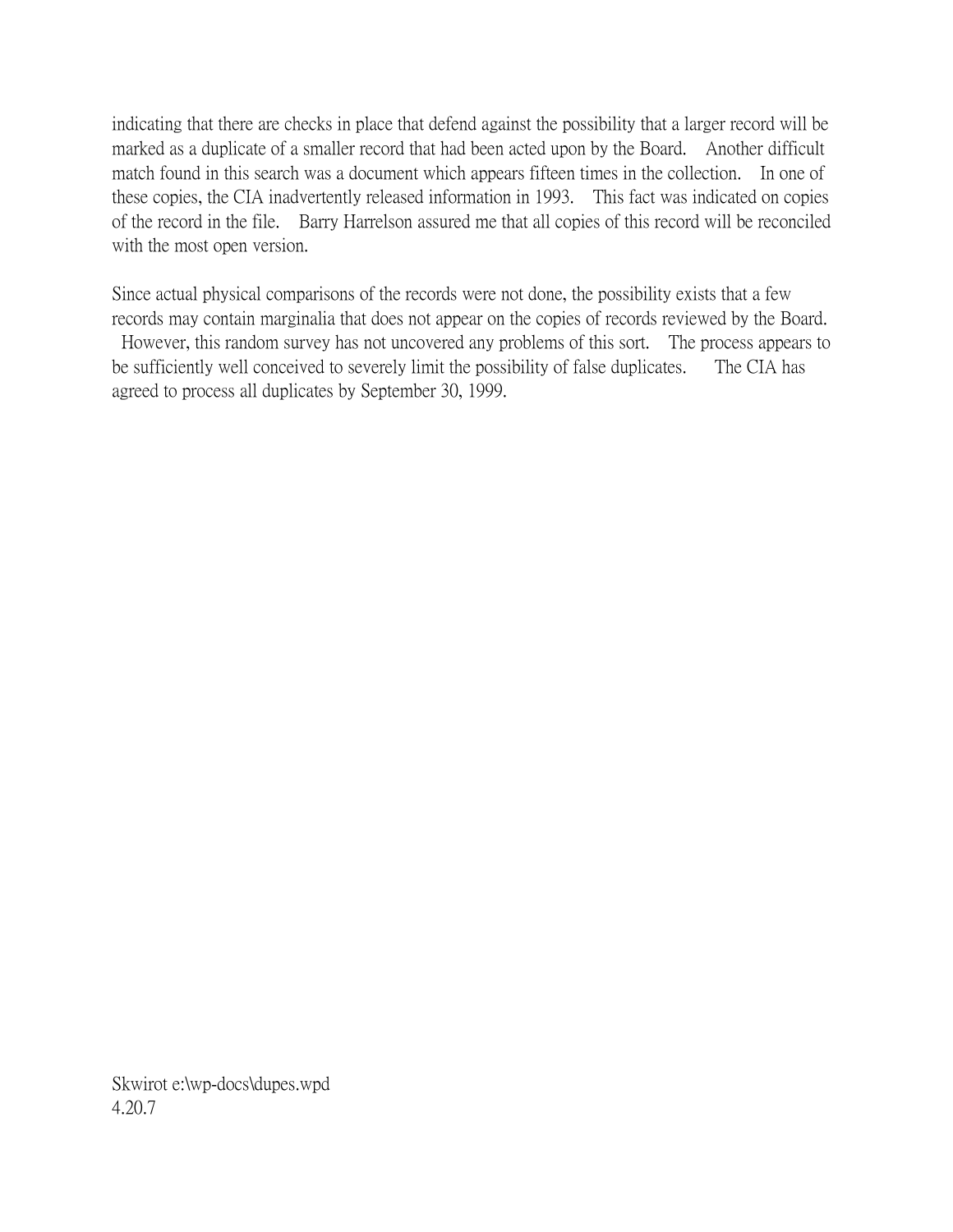indicating that there are checks in place that defend against the possibility that a larger record will be marked as a duplicate of a smaller record that had been acted upon by the Board. Another difficult match found in this search was a document which appears fifteen times in the collection. In one of these copies, the CIA inadvertently released information in 1993. This fact was indicated on copies of the record in the file. Barry Harrelson assured me that all copies of this record will be reconciled with the most open version.

Since actual physical comparisons of the records were not done, the possibility exists that a few records may contain marginalia that does not appear on the copies of records reviewed by the Board. However, this random survey has not uncovered any problems of this sort. The process appears to be sufficiently well conceived to severely limit the possibility of false duplicates. The CIA has agreed to process all duplicates by September 30, 1999.

Skwirot e:\wp-docs\dupes.wpd
4.20.7